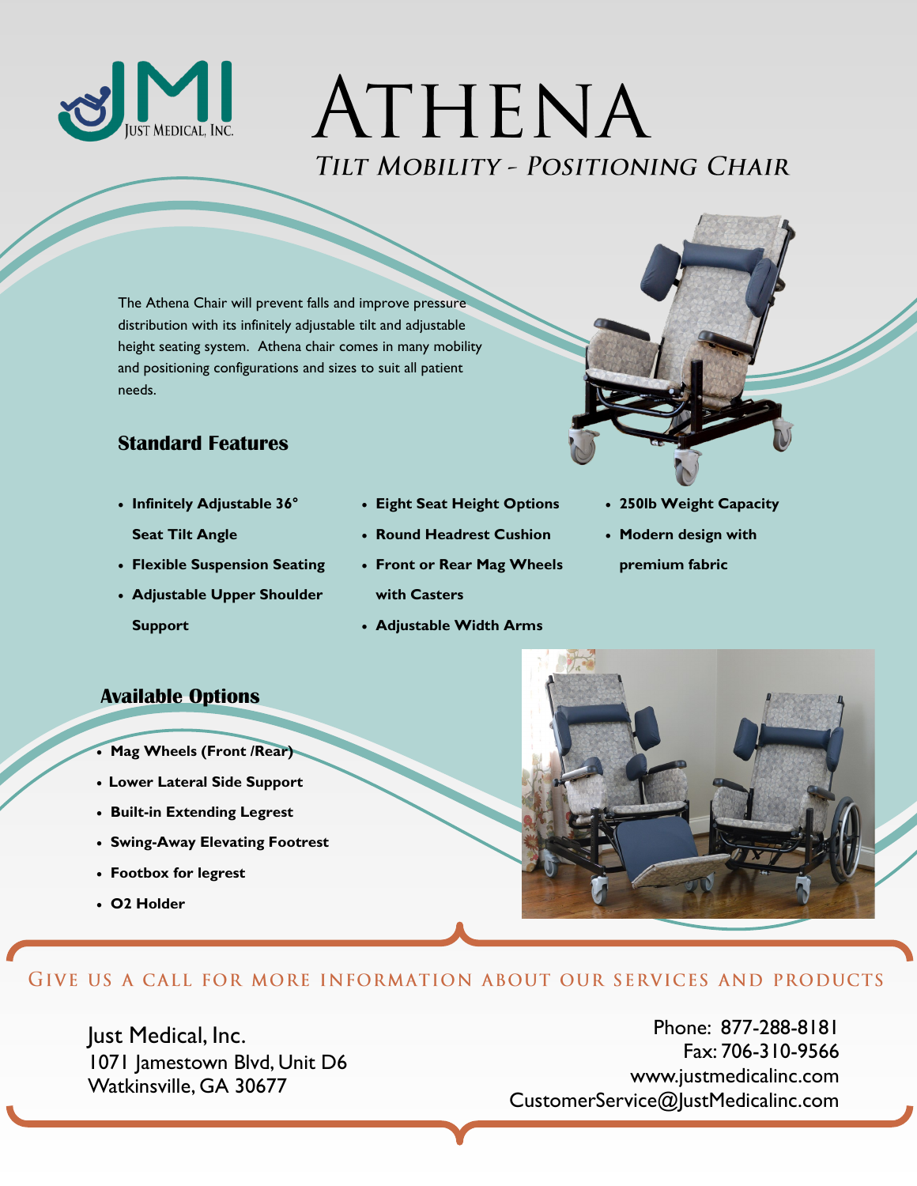JMI Just Medical, Inc.

# Athena

## *Tilt Mobility - Positioning Chair*

The Athena Chair will prevent falls and improve pressure distribution with its infinitely adjustable tilt and adjustable height seating system. Athena chair comes in many mobility and positioning configurations and sizes to suit all patient needs.

### Standard Features

- **Infinitely Adjustable 36° Seat Tilt Angle**
- **Flexible Suspension Seating**
- **Adjustable Upper Shoulder Support**
- **Eight Seat Height Options**
- **Round Headrest Cushion**
- **Front or Rear Mag Wheels with Casters**
- **Adjustable Width Arms**
- **250lb Weight Capacity**
- **Modern design with premium fabric**

### Available Options

- **Mag Wheels (Front /Rear)**
- **Lower Lateral Side Support**
- **Built-in Extending Legrest**
- **Swing-Away Elevating Footrest**
- **Footbox for legrest**
- **O2 Holder**

GIVE US A CALL FOR MORE INFORMATION ABOUT OUR SERVICES AND PRODUCTS

Just Medical, Inc.
1071 Jamestown Blvd, Unit D6
Watkinsville, GA 30677

Phone: 877-288-8181
Fax: 706-310-9566
www.justmedicalinc.com
CustomerService@JustMedicalinc.com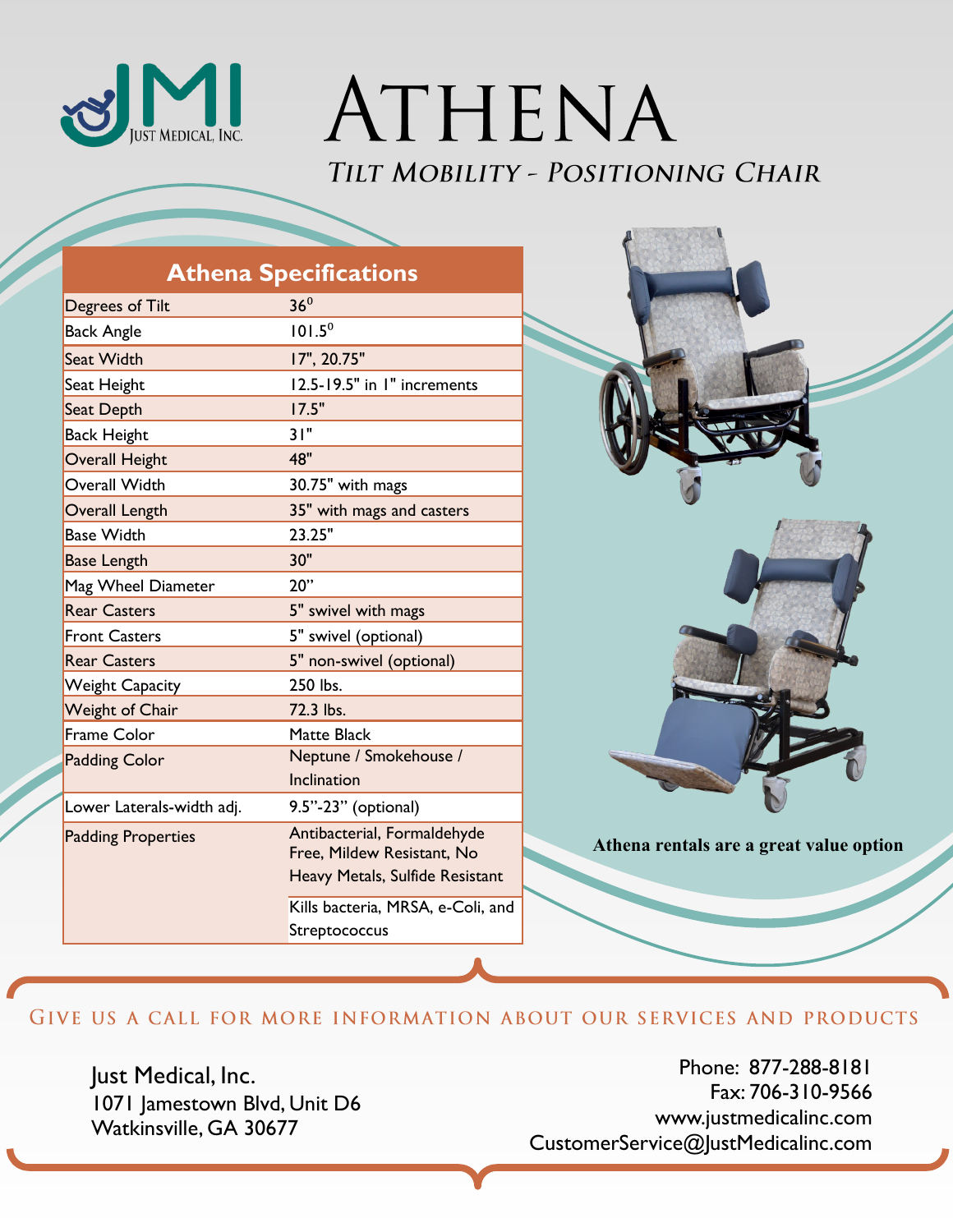JMI Just Medical, Inc.

# Athena

## Tilt Mobility - Positioning Chair

| Athena Specifications | |
|---|---|
| Degrees of Tilt | 36$^{0}$ |
| Back Angle | 101.5$^{0}$ |
| Seat Width | 17", 20.75" |
| Seat Height | 12.5-19.5" in 1" increments |
| Seat Depth | 17.5" |
| Back Height | 31" |
| Overall Height | 48" |
| Overall Width | 30.75" with mags |
| Overall Length | 35" with mags and casters |
| Base Width | 23.25" |
| Base Length | 30" |
| Mag Wheel Diameter | 20" |
| Rear Casters | 5" swivel with mags |
| Front Casters | 5" swivel (optional) |
| Rear Casters | 5" non-swivel (optional) |
| Weight Capacity | 250 lbs. |
| Weight of Chair | 72.3 lbs. |
| Frame Color | Matte Black |
| Padding Color | Neptune / Smokehouse / Inclination |
| Lower Laterals-width adj. | 9.5"-23" (optional) |
| Padding Properties | Antibacterial, Formaldehyde Free, Mildew Resistant, No Heavy Metals, Sulfide Resistant |
| | Kills bacteria, MRSA, e-Coli, and Streptococcus |

**Athena rentals are a great value option**

GIVE US A CALL FOR MORE INFORMATION ABOUT OUR SERVICES AND PRODUCTS

Just Medical, Inc.
1071 Jamestown Blvd, Unit D6
Watkinsville, GA 30677

Phone: 877-288-8181
Fax: 706-310-9566
www.justmedicalinc.com
CustomerService@JustMedicalinc.com